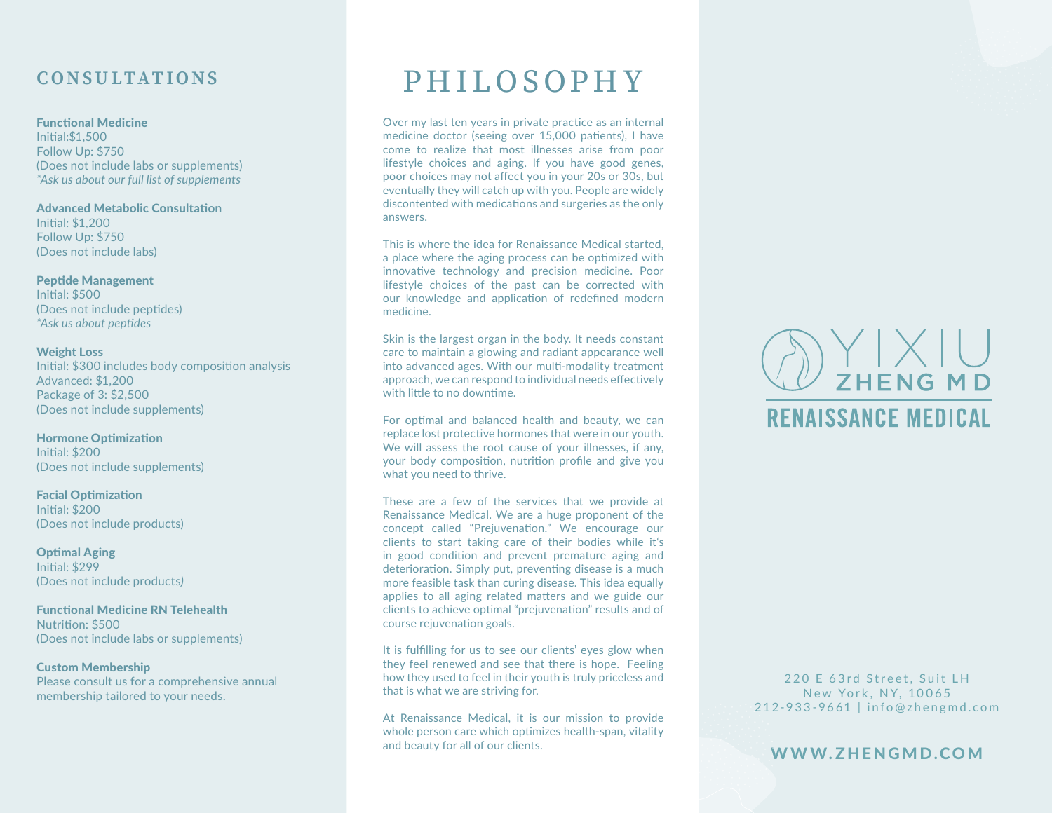## CONSULTATIONS

**Functional Medicine**
Initial:$1,500
Follow Up: $750
(Does not include labs or supplements)
*\*Ask us about our full list of supplements*

**Advanced Metabolic Consultation**
Initial: $1,200
Follow Up: $750
(Does not include labs)

**Peptide Management**
Initial: $500
(Does not include peptides)
*\*Ask us about peptides*

**Weight Loss**
Initial: $300 includes body composition analysis
Advanced: $1,200
Package of 3: $2,500
(Does not include supplements)

**Hormone Optimization**
Initial: $200
(Does not include supplements)

**Facial Optimization**
Initial: $200
(Does not include products)

**Optimal Aging**
Initial: $299
(Does not include products)

**Functional Medicine RN Telehealth**
Nutrition: $500
(Does not include labs or supplements)

**Custom Membership**
Please consult us for a comprehensive annual membership tailored to your needs.

# PHILOSOPHY

Over my last ten years in private practice as an internal medicine doctor (seeing over 15,000 patients), I have come to realize that most illnesses arise from poor lifestyle choices and aging. If you have good genes, poor choices may not affect you in your 20s or 30s, but eventually they will catch up with you. People are widely discontented with medications and surgeries as the only answers.

This is where the idea for Renaissance Medical started, a place where the aging process can be optimized with innovative technology and precision medicine. Poor lifestyle choices of the past can be corrected with our knowledge and application of redefined modern medicine.

Skin is the largest organ in the body. It needs constant care to maintain a glowing and radiant appearance well into advanced ages. With our multi-modality treatment approach, we can respond to individual needs effectively with little to no downtime.

For optimal and balanced health and beauty, we can replace lost protective hormones that were in our youth. We will assess the root cause of your illnesses, if any, your body composition, nutrition profile and give you what you need to thrive.

These are a few of the services that we provide at Renaissance Medical. We are a huge proponent of the concept called "Prejuvenation." We encourage our clients to start taking care of their bodies while it's in good condition and prevent premature aging and deterioration. Simply put, preventing disease is a much more feasible task than curing disease. This idea equally applies to all aging related matters and we guide our clients to achieve optimal "prejuvenation" results and of course rejuvenation goals.

It is fulfilling for us to see our clients' eyes glow when they feel renewed and see that there is hope. Feeling how they used to feel in their youth is truly priceless and that is what we are striving for.

At Renaissance Medical, it is our mission to provide whole person care which optimizes health-span, vitality and beauty for all of our clients.

YIXIU ZHENG MD
RENAISSANCE MEDICAL

220 E 63rd Street, Suit LH
New York, NY, 10065
212-933-9661 | info@zhengmd.com

**WWW.ZHENGMD.COM**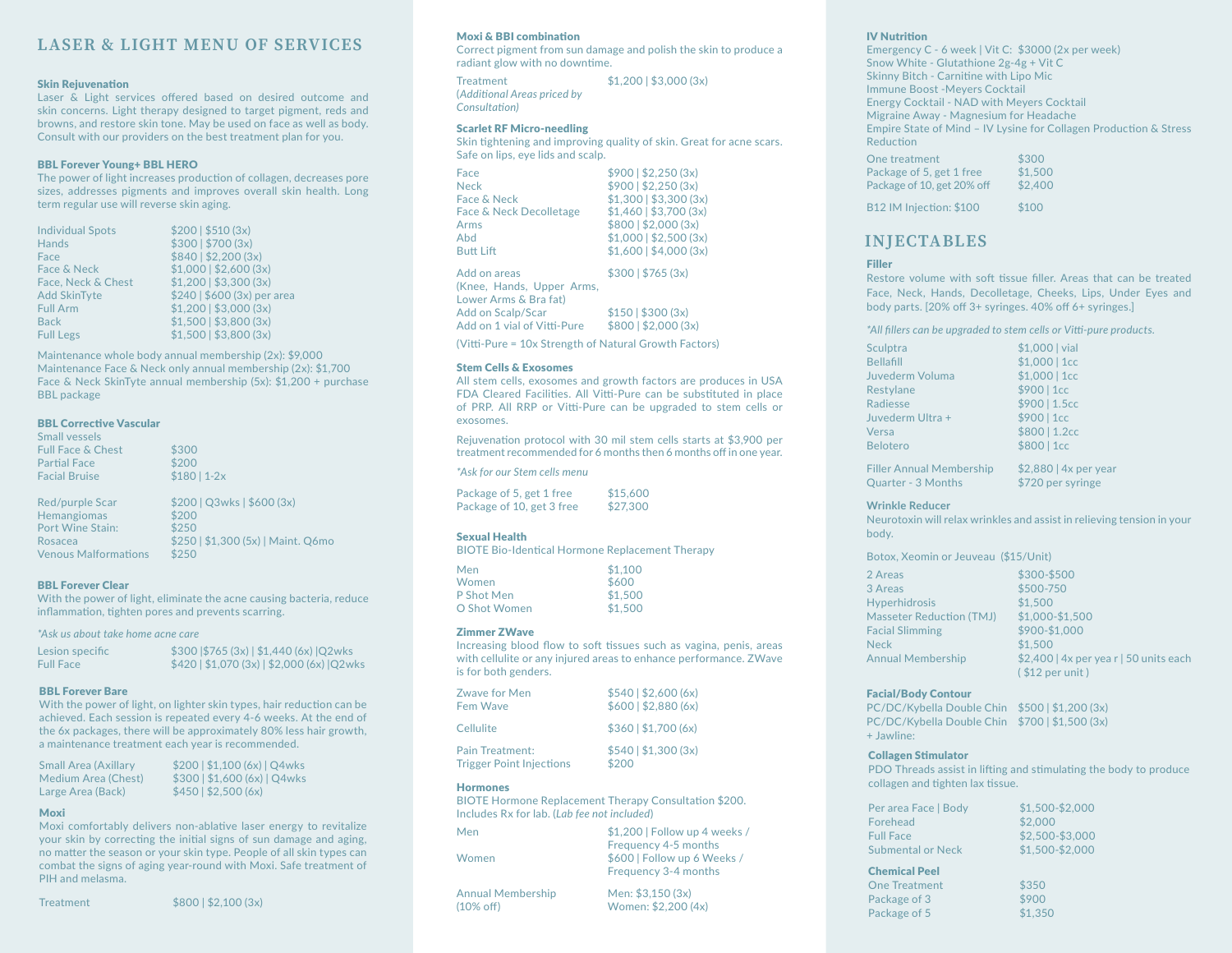# LASER & LIGHT MENU OF SERVICES

### Skin Rejuvenation

Laser & Light services offered based on desired outcome and skin concerns. Light therapy designed to target pigment, reds and browns, and restore skin tone. May be used on face as well as body. Consult with our providers on the best treatment plan for you.

### BBL Forever Young+ BBL HERO

The power of light increases production of collagen, decreases pore sizes, addresses pigments and improves overall skin health. Long term regular use will reverse skin aging.

| | |
|---|---|
| Individual Spots | $200 \| $510 (3x) |
| Hands | $300 \| $700 (3x) |
| Face | $840 \| $2,200 (3x) |
| Face & Neck | $1,000 \| $2,600 (3x) |
| Face, Neck & Chest | $1,200 \| $3,300 (3x) |
| Add SkinTyte | $240 \| $600 (3x) per area |
| Full Arm | $1,200 \| $3,000 (3x) |
| Back | $1,500 \| $3,800 (3x) |
| Full Legs | $1,500 \| $3,800 (3x) |

Maintenance whole body annual membership (2x): $9,000
Maintenance Face & Neck only annual membership (2x): $1,700
Face & Neck SkinTyte annual membership (5x): $1,200 + purchase BBL package

### BBL Corrective Vascular

Small vessels

| | |
|---|---|
| Full Face & Chest | $300 |
| Partial Face | $200 |
| Facial Bruise | $180 \| 1-2x |
| Red/purple Scar | $200 \| Q3wks \| $600 (3x) |
| Hemangiomas | $200 |
| Port Wine Stain: | $250 |
| Rosacea | $250 \| $1,300 (5x) \| Maint. Q6mo |
| Venous Malformations | $250 |

### BBL Forever Clear

With the power of light, eliminate the acne causing bacteria, reduce inflammation, tighten pores and prevents scarring.

*\*Ask us about take home acne care*

| | |
|---|---|
| Lesion specific | $300 \|$765 (3x) \| $1,440 (6x) \|Q2wks |
| Full Face | $420 \| $1,070 (3x) \| $2,000 (6x) \|Q2wks |

### BBL Forever Bare

With the power of light, on lighter skin types, hair reduction can be achieved. Each session is repeated every 4-6 weeks. At the end of the 6x packages, there will be approximately 80% less hair growth, a maintenance treatment each year is recommended.

| | |
|---|---|
| Small Area (Axillary | $200 \| $1,100 (6x) \| Q4wks |
| Medium Area (Chest) | $300 \| $1,600 (6x) \| Q4wks |
| Large Area (Back) | $450 \| $2,500 (6x) |

### Moxi

Moxi comfortably delivers non-ablative laser energy to revitalize your skin by correcting the initial signs of sun damage and aging, no matter the season or your skin type. People of all skin types can combat the signs of aging year-round with Moxi. Safe treatment of PIH and melasma.

| | |
|---|---|
| Treatment | $800 \| $2,100 (3x) |

### Moxi & BBI combination

Correct pigment from sun damage and polish the skin to produce a radiant glow with no downtime.

| | |
|---|---|
| Treatment (*Additional Areas priced by Consultation)* | $1,200 \| $3,000 (3x) |

### Scarlet RF Micro-needling

Skin tightening and improving quality of skin. Great for acne scars. Safe on lips, eye lids and scalp.

| | |
|---|---|
| Face | $900 \| $2,250 (3x) |
| Neck | $900 \| $2,250 (3x) |
| Face & Neck | $1,300 \| $3,300 (3x) |
| Face & Neck Decolletage | $1,460 \| $3,700 (3x) |
| Arms | $800 \| $2,000 (3x) |
| Abd | $1,000 \| $2,500 (3x) |
| Butt Lift | $1,600 \| $4,000 (3x) |
| Add on areas (Knee, Hands, Upper Arms, Lower Arms & Bra fat) | $300 \| $765 (3x) |
| Add on Scalp/Scar | $150 \| $300 (3x) |
| Add on 1 vial of Vitti-Pure | $800 \| $2,000 (3x) |

(Vitti-Pure = 10x Strength of Natural Growth Factors)

### Stem Cells & Exosomes

All stem cells, exosomes and growth factors are produces in USA FDA Cleared Facilities. All Vitti-Pure can be substituted in place of PRP. All RRP or Vitti-Pure can be upgraded to stem cells or exosomes.

Rejuvenation protocol with 30 mil stem cells starts at $3,900 per treatment recommended for 6 months then 6 months off in one year.

*\*Ask for our Stem cells menu*

| | |
|---|---|
| Package of 5, get 1 free | $15,600 |
| Package of 10, get 3 free | $27,300 |

### Sexual Health

BIOTE Bio-Identical Hormone Replacement Therapy

| | |
|---|---|
| Men | $1,100 |
| Women | $600 |
| P Shot Men | $1,500 |
| O Shot Women | $1,500 |

### Zimmer ZWave

Increasing blood flow to soft tissues such as vagina, penis, areas with cellulite or any injured areas to enhance performance. ZWave is for both genders.

| | |
|---|---|
| Zwave for Men | $540 \| $2,600 (6x) |
| Fem Wave | $600 \| $2,880 (6x) |
| Cellulite | $360 \| $1,700 (6x) |
| Pain Treatment: | $540 \| $1,300 (3x) |
| Trigger Point Injections | $200 |

### Hormones

BIOTE Hormone Replacement Therapy Consultation $200. Includes Rx for lab. (*Lab fee not included*)

| | |
|---|---|
| Men | $1,200 \| Follow up 4 weeks / Frequency 4-5 months |
| Women | $600 \| Follow up 6 Weeks / Frequency 3-4 months |
| Annual Membership (10% off) | Men: $3,150 (3x) Women: $2,200 (4x) |

### IV Nutrition

Emergency C - 6 week | Vit C: $3000 (2x per week)
Snow White - Glutathione 2g-4g + Vit C
Skinny Bitch - Carnitine with Lipo Mic
Immune Boost -Meyers Cocktail
Energy Cocktail - NAD with Meyers Cocktail
Migraine Away - Magnesium for Headache
Empire State of Mind – IV Lysine for Collagen Production & Stress Reduction

| | |
|---|---|
| One treatment | $300 |
| Package of 5, get 1 free | $1,500 |
| Package of 10, get 20% off | $2,400 |
| B12 IM Injection: $100 | $100 |

# INJECTABLES

### Filler

Restore volume with soft tissue filler. Areas that can be treated Face, Neck, Hands, Decolletage, Cheeks, Lips, Under Eyes and body parts. [20% off 3+ syringes. 40% off 6+ syringes.]

*\*All fillers can be upgraded to stem cells or Vitti-pure products.*

| | |
|---|---|
| Sculptra | $1,000 \| vial |
| Bellafill | $1,000 \| 1cc |
| Juvederm Voluma | $1,000 \| 1cc |
| Restylane | $900 \| 1cc |
| Radiesse | $900 \| 1.5cc |
| Juvederm Ultra + | $900 \| 1cc |
| Versa | $800 \| 1.2cc |
| Belotero | $800 \| 1cc |
| Filler Annual Membership | $2,880 \| 4x per year |
| Quarter - 3 Months | $720 per syringe |

### Wrinkle Reducer

Neurotoxin will relax wrinkles and assist in relieving tension in your body.

Botox, Xeomin or Jeuveau ($15/Unit)

| | |
|---|---|
| 2 Areas | $300-$500 |
| 3 Areas | $500-750 |
| Hyperhidrosis | $1,500 |
| Masseter Reduction (TMJ) | $1,000-$1,500 |
| Facial Slimming | $900-$1,000 |
| Neck | $1,500 |
| Annual Membership | $2,400 \| 4x per yea r \| 50 units each ( $12 per unit ) |

### Facial/Body Contour

| | |
|---|---|
| PC/DC/Kybella Double Chin | $500 \| $1,200 (3x) |
| PC/DC/Kybella Double Chin + Jawline: | $700 \| $1,500 (3x) |

### Collagen Stimulator

PDO Threads assist in lifting and stimulating the body to produce collagen and tighten lax tissue.

| | |
|---|---|
| Per area Face \| Body | $1,500-$2,000 |
| Forehead | $2,000 |
| Full Face | $2,500-$3,000 |
| Submental or Neck | $1,500-$2,000 |

### Chemical Peel

| | |
|---|---|
| One Treatment | $350 |
| Package of 3 | $900 |
| Package of 5 | $1,350 |